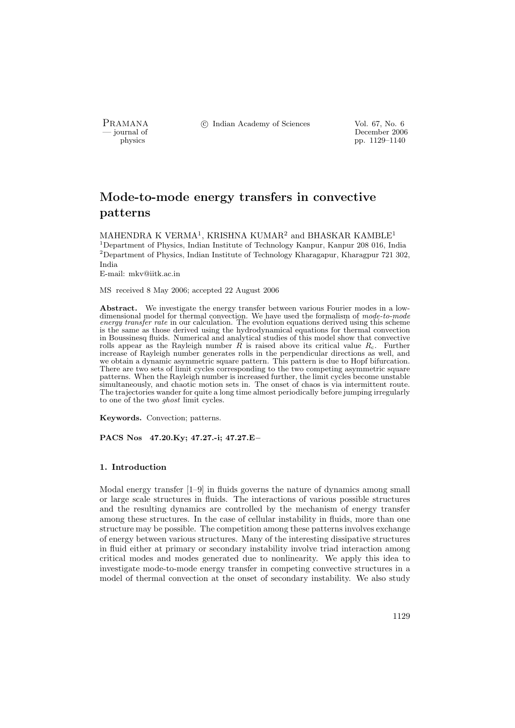# Mode-to-mode energy transfers in convective patterns

MAHENDRA K VERMA[1], KRISHNA KUMAR[2] and BHASKAR KAMBLE[1]

[1]Department of Physics, Indian Institute of Technology Kanpur, Kanpur 208 016, India
[2]Department of Physics, Indian Institute of Technology Kharagapur, Kharagpur 721 302, India
E-mail: mkv@iitk.ac.in

MS received 8 May 2006; accepted 22 August 2006

**Abstract.** We investigate the energy transfer between various Fourier modes in a low-dimensional model for thermal convection. We have used the formalism of *mode-to-mode energy transfer rate* in our calculation. The evolution equations derived using this scheme is the same as those derived using the hydrodynamical equations for thermal convection in Boussinesq fluids. Numerical and analytical studies of this model show that convective rolls appear as the Rayleigh number $R$ is raised above its critical value $R_c$. Further increase of Rayleigh number generates rolls in the perpendicular directions as well, and we obtain a dynamic asymmetric square pattern. This pattern is due to Hopf bifurcation. There are two sets of limit cycles corresponding to the two competing asymmetric square patterns. When the Rayleigh number is increased further, the limit cycles become unstable simultaneously, and chaotic motion sets in. The onset of chaos is via intermittent route. The trajectories wander for quite a long time almost periodically before jumping irregularly to one of the two *ghost* limit cycles.

**Keywords.** Convection; patterns.

**PACS Nos 47.20.Ky; 47.27.-i; 47.27.E−**

## 1. Introduction

Modal energy transfer [1–9] in fluids governs the nature of dynamics among small or large scale structures in fluids. The interactions of various possible structures and the resulting dynamics are controlled by the mechanism of energy transfer among these structures. In the case of cellular instability in fluids, more than one structure may be possible. The competition among these patterns involves exchange of energy between various structures. Many of the interesting dissipative structures in fluid either at primary or secondary instability involve triad interaction among critical modes and modes generated due to nonlinearity. We apply this idea to investigate mode-to-mode energy transfer in competing convective structures in a model of thermal convection at the onset of secondary instability. We also study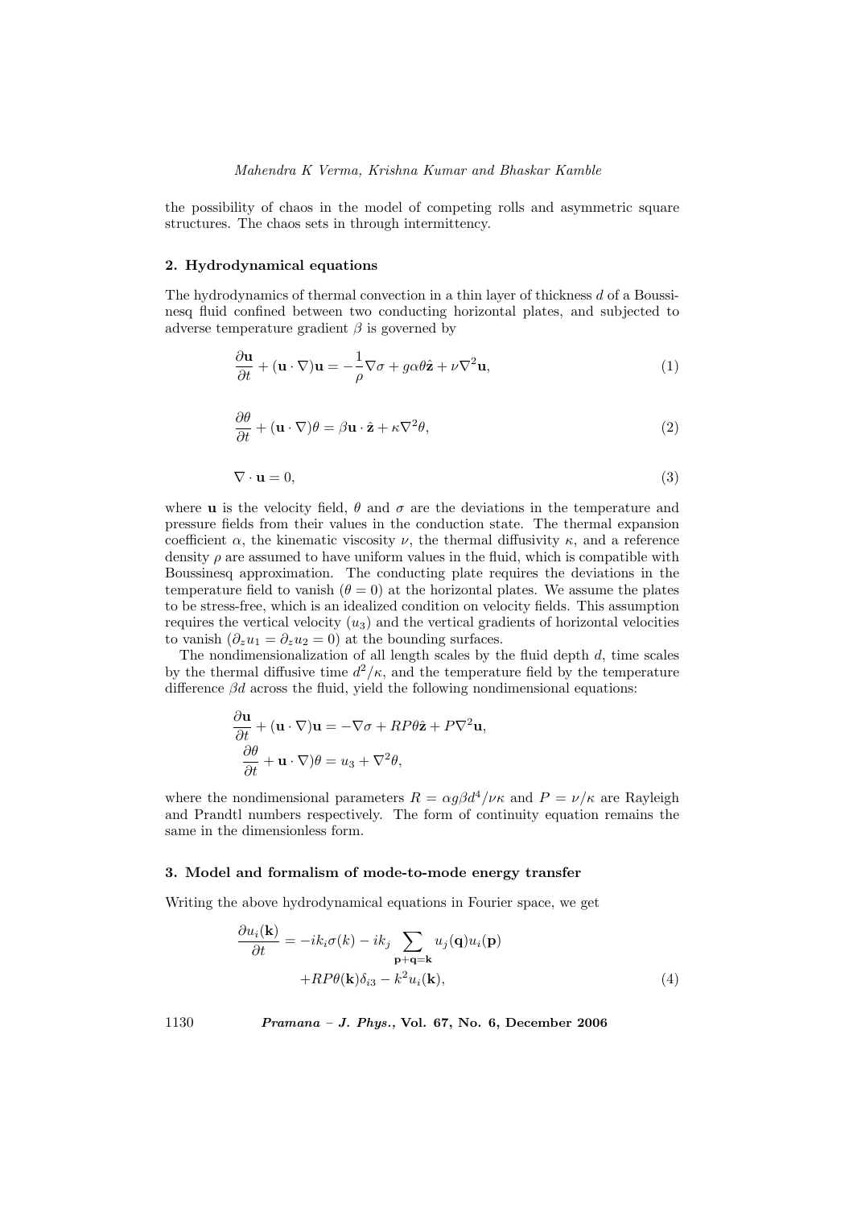the possibility of chaos in the model of competing rolls and asymmetric square structures. The chaos sets in through intermittency.

## 2. Hydrodynamical equations

The hydrodynamics of thermal convection in a thin layer of thickness $d$ of a Boussinesq fluid confined between two conducting horizontal plates, and subjected to adverse temperature gradient $\beta$ is governed by

$$\frac{\partial \mathbf{u}}{\partial t} + (\mathbf{u} \cdot \nabla)\mathbf{u} = -\frac{1}{\rho}\nabla\sigma + g\alpha\theta\hat{\mathbf{z}} + \nu\nabla^2\mathbf{u}, \tag{1}$$

$$\frac{\partial \theta}{\partial t} + (\mathbf{u} \cdot \nabla)\theta = \beta\mathbf{u} \cdot \hat{\mathbf{z}} + \kappa\nabla^2\theta, \tag{2}$$

$$\nabla \cdot \mathbf{u} = 0, \tag{3}$$

where $\mathbf{u}$ is the velocity field, $\theta$ and $\sigma$ are the deviations in the temperature and pressure fields from their values in the conduction state. The thermal expansion coefficient $\alpha$, the kinematic viscosity $\nu$, the thermal diffusivity $\kappa$, and a reference density $\rho$ are assumed to have uniform values in the fluid, which is compatible with Boussinesq approximation. The conducting plate requires the deviations in the temperature field to vanish ($\theta = 0$) at the horizontal plates. We assume the plates to be stress-free, which is an idealized condition on velocity fields. This assumption requires the vertical velocity ($u_3$) and the vertical gradients of horizontal velocities to vanish ($\partial_z u_1 = \partial_z u_2 = 0$) at the bounding surfaces.

The nondimensionalization of all length scales by the fluid depth $d$, time scales by the thermal diffusive time $d^2/\kappa$, and the temperature field by the temperature difference $\beta d$ across the fluid, yield the following nondimensional equations:

$$\frac{\partial \mathbf{u}}{\partial t} + (\mathbf{u} \cdot \nabla)\mathbf{u} = -\nabla\sigma + RP\theta\hat{\mathbf{z}} + P\nabla^2\mathbf{u},$$
$$\frac{\partial \theta}{\partial t} + \mathbf{u} \cdot \nabla)\theta = u_3 + \nabla^2\theta,$$

where the nondimensional parameters $R = \alpha g\beta d^4/\nu\kappa$ and $P = \nu/\kappa$ are Rayleigh and Prandtl numbers respectively. The form of continuity equation remains the same in the dimensionless form.

## 3. Model and formalism of mode-to-mode energy transfer

Writing the above hydrodynamical equations in Fourier space, we get

$$\begin{aligned}\frac{\partial u_i(\mathbf{k})}{\partial t} = &-ik_i\sigma(k) - ik_j \sum_{\mathbf{p}+\mathbf{q}=\mathbf{k}} u_j(\mathbf{q})u_i(\mathbf{p}) \\ &+RP\theta(\mathbf{k})\delta_{i3} - k^2 u_i(\mathbf{k}),\end{aligned} \tag{4}$$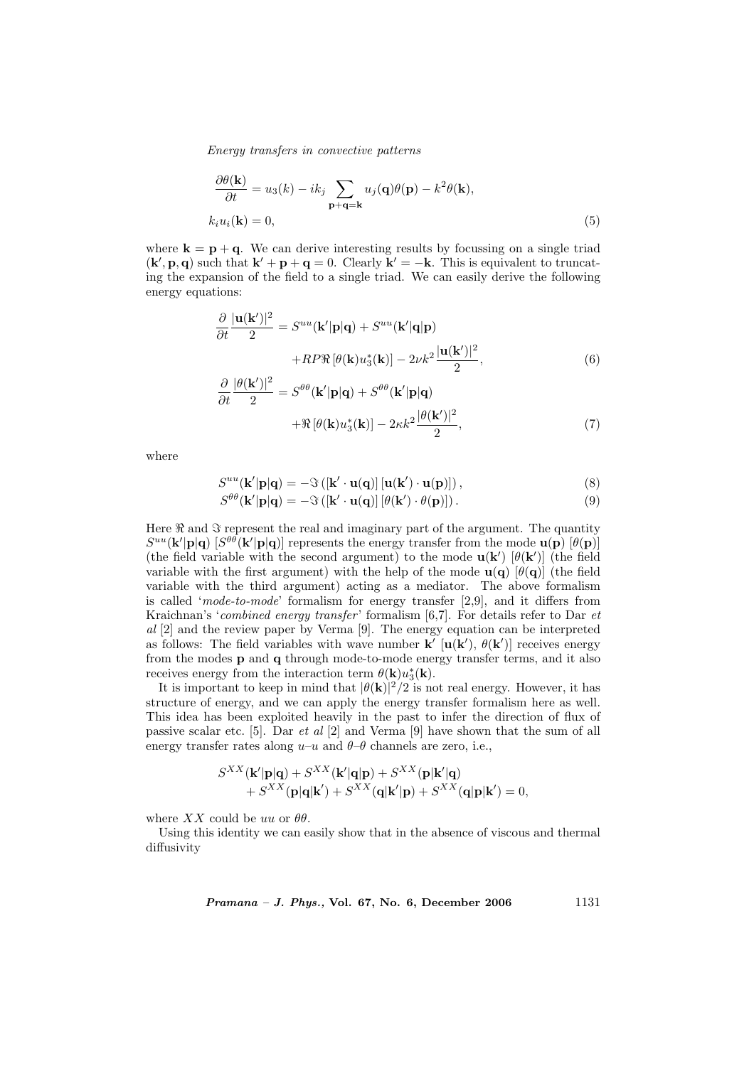$$
\begin{aligned}
\frac{\partial \theta(\mathbf{k})}{\partial t} &= u_3(k) - ik_j \sum_{\mathbf{p}+\mathbf{q}=\mathbf{k}} u_j(\mathbf{q})\theta(\mathbf{p}) - k^2\theta(\mathbf{k}), \\
k_i u_i(\mathbf{k}) &= 0,
\end{aligned}
\tag{5}
$$

where $\mathbf{k} = \mathbf{p} + \mathbf{q}$. We can derive interesting results by focussing on a single triad $(\mathbf{k}', \mathbf{p}, \mathbf{q})$ such that $\mathbf{k}' + \mathbf{p} + \mathbf{q} = 0$. Clearly $\mathbf{k}' = -\mathbf{k}$. This is equivalent to truncating the expansion of the field to a single triad. We can easily derive the following energy equations:

$$
\begin{aligned}
\frac{\partial}{\partial t}\frac{|\mathbf{u}(\mathbf{k}')|^2}{2} &= S^{uu}(\mathbf{k}'|\mathbf{p}|\mathbf{q}) + S^{uu}(\mathbf{k}'|\mathbf{q}|\mathbf{p}) \\
&\quad + RP\Re\left[\theta(\mathbf{k})u_3^*(\mathbf{k})\right] - 2\nu k^2 \frac{|\mathbf{u}(\mathbf{k}')|^2}{2},
\end{aligned}
\tag{6}
$$

$$
\begin{aligned}
\frac{\partial}{\partial t}\frac{|\theta(\mathbf{k}')|^2}{2} &= S^{\theta\theta}(\mathbf{k}'|\mathbf{p}|\mathbf{q}) + S^{\theta\theta}(\mathbf{k}'|\mathbf{p}|\mathbf{q}) \\
&\quad + \Re\left[\theta(\mathbf{k})u_3^*(\mathbf{k})\right] - 2\kappa k^2 \frac{|\theta(\mathbf{k}')|^2}{2},
\end{aligned}
\tag{7}
$$

where

$$
S^{uu}(\mathbf{k}'|\mathbf{p}|\mathbf{q}) = -\Im\left([\mathbf{k}' \cdot \mathbf{u}(\mathbf{q})]\left[\mathbf{u}(\mathbf{k}') \cdot \mathbf{u}(\mathbf{p})\right]\right), \tag{8}
$$

$$
S^{\theta\theta}(\mathbf{k}'|\mathbf{p}|\mathbf{q}) = -\Im\left([\mathbf{k}' \cdot \mathbf{u}(\mathbf{q})]\left[\theta(\mathbf{k}') \cdot \theta(\mathbf{p})\right]\right). \tag{9}
$$

Here $\Re$ and $\Im$ represent the real and imaginary part of the argument. The quantity $S^{uu}(\mathbf{k}'|\mathbf{p}|\mathbf{q})$ $[S^{\theta\theta}(\mathbf{k}'|\mathbf{p}|\mathbf{q})]$ represents the energy transfer from the mode $\mathbf{u}(\mathbf{p})$ $[\theta(\mathbf{p})]$ (the field variable with the second argument) to the mode $\mathbf{u}(\mathbf{k}')$ $[\theta(\mathbf{k}')]$ (the field variable with the first argument) with the help of the mode $\mathbf{u}(\mathbf{q})$ $[\theta(\mathbf{q})]$ (the field variable with the third argument) acting as a mediator. The above formalism is called '*mode-to-mode*' formalism for energy transfer [2,9], and it differs from Kraichnan's '*combined energy transfer*' formalism [6,7]. For details refer to Dar *et al* [2] and the review paper by Verma [9]. The energy equation can be interpreted as follows: The field variables with wave number $\mathbf{k}'$ $[\mathbf{u}(\mathbf{k}'), \theta(\mathbf{k}')]$ receives energy from the modes $\mathbf{p}$ and $\mathbf{q}$ through mode-to-mode energy transfer terms, and it also receives energy from the interaction term $\theta(\mathbf{k})u_3^*(\mathbf{k})$.

It is important to keep in mind that $|\theta(\mathbf{k})|^2/2$ is not real energy. However, it has structure of energy, and we can apply the energy transfer formalism here as well. This idea has been exploited heavily in the past to infer the direction of flux of passive scalar etc. [5]. Dar *et al* [2] and Verma [9] have shown that the sum of all energy transfer rates along $u$–$u$ and $\theta$–$\theta$ channels are zero, i.e.,

$$
\begin{aligned}
&S^{XX}(\mathbf{k}'|\mathbf{p}|\mathbf{q}) + S^{XX}(\mathbf{k}'|\mathbf{q}|\mathbf{p}) + S^{XX}(\mathbf{p}|\mathbf{k}'|\mathbf{q}) \\
&\quad + S^{XX}(\mathbf{p}|\mathbf{q}|\mathbf{k}') + S^{XX}(\mathbf{q}|\mathbf{k}'|\mathbf{p}) + S^{XX}(\mathbf{q}|\mathbf{p}|\mathbf{k}') = 0,
\end{aligned}
$$

where $XX$ could be $uu$ or $\theta\theta$.

Using this identity we can easily show that in the absence of viscous and thermal diffusivity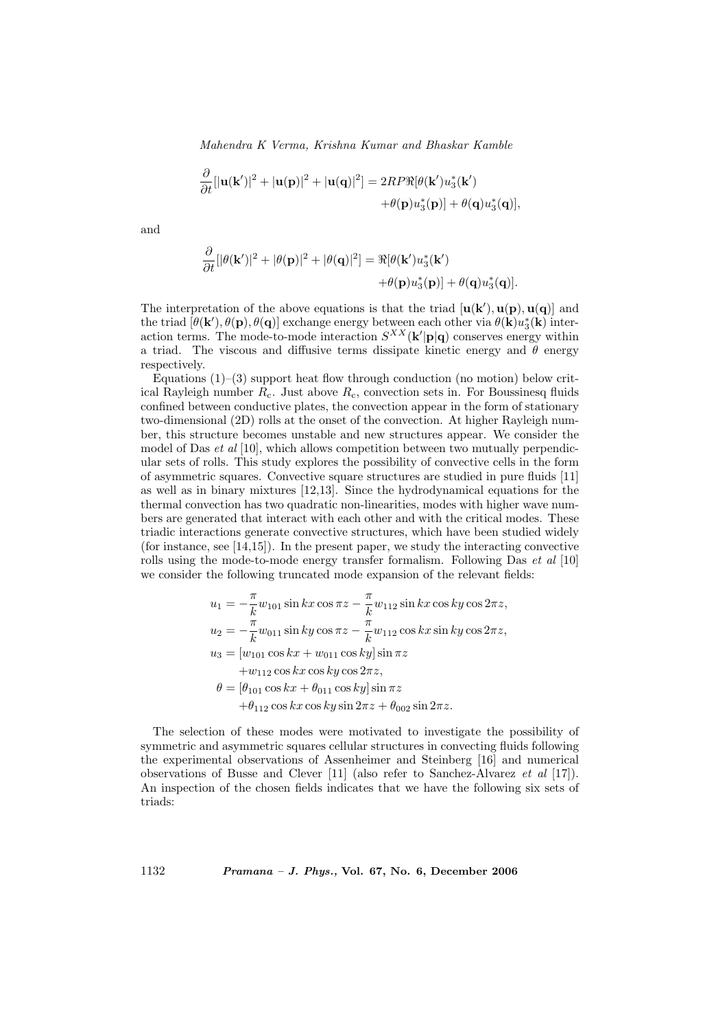$$\frac{\partial}{\partial t}[|\mathbf{u}(\mathbf{k}')|^2 + |\mathbf{u}(\mathbf{p})|^2 + |\mathbf{u}(\mathbf{q})|^2] = 2RP\Re[\theta(\mathbf{k}')u_3^*(\mathbf{k}') + \theta(\mathbf{p})u_3^*(\mathbf{p})] + \theta(\mathbf{q})u_3^*(\mathbf{q})],$$

and

$$\frac{\partial}{\partial t}[|\theta(\mathbf{k}')|^2 + |\theta(\mathbf{p})|^2 + |\theta(\mathbf{q})|^2] = \Re[\theta(\mathbf{k}')u_3^*(\mathbf{k}') + \theta(\mathbf{p})u_3^*(\mathbf{p})] + \theta(\mathbf{q})u_3^*(\mathbf{q})].$$

The interpretation of the above equations is that the triad $[\mathbf{u}(\mathbf{k}'), \mathbf{u}(\mathbf{p}), \mathbf{u}(\mathbf{q})]$ and the triad $[\theta(\mathbf{k}'), \theta(\mathbf{p}), \theta(\mathbf{q})]$ exchange energy between each other via $\theta(\mathbf{k})u_3^*(\mathbf{k})$ interaction terms. The mode-to-mode interaction $S^{XX}(\mathbf{k}'|\mathbf{p}|\mathbf{q})$ conserves energy within a triad. The viscous and diffusive terms dissipate kinetic energy and $\theta$ energy respectively.

Equations (1)–(3) support heat flow through conduction (no motion) below critical Rayleigh number $R_c$. Just above $R_c$, convection sets in. For Boussinesq fluids confined between conductive plates, the convection appear in the form of stationary two-dimensional (2D) rolls at the onset of the convection. At higher Rayleigh number, this structure becomes unstable and new structures appear. We consider the model of Das *et al* [10], which allows competition between two mutually perpendicular sets of rolls. This study explores the possibility of convective cells in the form of asymmetric squares. Convective square structures are studied in pure fluids [11] as well as in binary mixtures [12,13]. Since the hydrodynamical equations for the thermal convection has two quadratic non-linearities, modes with higher wave numbers are generated that interact with each other and with the critical modes. These triadic interactions generate convective structures, which have been studied widely (for instance, see [14,15]). In the present paper, we study the interacting convective rolls using the mode-to-mode energy transfer formalism. Following Das *et al* [10] we consider the following truncated mode expansion of the relevant fields:

$$
\begin{aligned}
u_1 &= -\frac{\pi}{k} w_{101} \sin kx \cos \pi z - \frac{\pi}{k} w_{112} \sin kx \cos ky \cos 2\pi z, \\
u_2 &= -\frac{\pi}{k} w_{011} \sin ky \cos \pi z - \frac{\pi}{k} w_{112} \cos kx \sin ky \cos 2\pi z, \\
u_3 &= [w_{101} \cos kx + w_{011} \cos ky] \sin \pi z \\
&\quad + w_{112} \cos kx \cos ky \cos 2\pi z, \\
\theta &= [\theta_{101} \cos kx + \theta_{011} \cos ky] \sin \pi z \\
&\quad + \theta_{112} \cos kx \cos ky \sin 2\pi z + \theta_{002} \sin 2\pi z.
\end{aligned}
$$

The selection of these modes were motivated to investigate the possibility of symmetric and asymmetric squares cellular structures in convecting fluids following the experimental observations of Assenheimer and Steinberg [16] and numerical observations of Busse and Clever [11] (also refer to Sanchez-Alvarez *et al* [17]). An inspection of the chosen fields indicates that we have the following six sets of triads: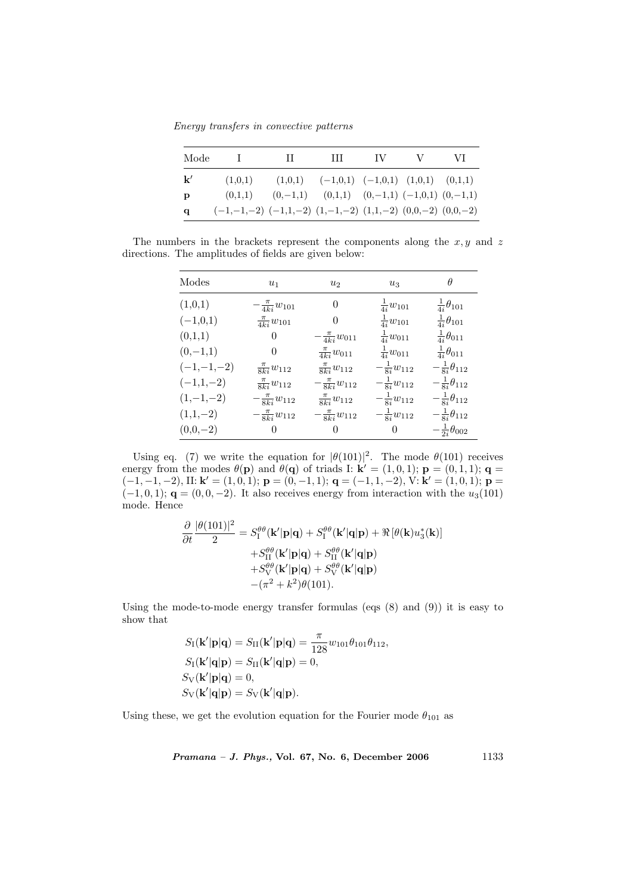| Mode | I | II | III | IV | V | VI |
|---|---|---|---|---|---|---|
| $\mathbf{k}'$ | (1,0,1) | (1,0,1) | (−1,0,1) | (−1,0,1) | (1,0,1) | (0,1,1) |
| $\mathbf{p}$ | (0,1,1) | (0,−1,1) | (0,1,1) | (0,−1,1) | (−1,0,1) | (0,−1,1) |
| $\mathbf{q}$ | (−1,−1,−2) | (−1,1,−2) | (1,−1,−2) | (1,1,−2) | (0,0,−2) | (0,0,−2) |

The numbers in the brackets represent the components along the $x, y$ and $z$ directions. The amplitudes of fields are given below:

| Modes | $u_1$ | $u_2$ | $u_3$ | $\theta$ |
|---|---|---|---|---|
| (1,0,1) | $-\frac{\pi}{4ki}w_{101}$ | 0 | $\frac{1}{4i}w_{101}$ | $\frac{1}{4i}\theta_{101}$ |
| (−1,0,1) | $\frac{\pi}{4ki}w_{101}$ | 0 | $\frac{1}{4i}w_{101}$ | $\frac{1}{4i}\theta_{101}$ |
| (0,1,1) | 0 | $-\frac{\pi}{4ki}w_{011}$ | $\frac{1}{4i}w_{011}$ | $\frac{1}{4i}\theta_{011}$ |
| (0,−1,1) | 0 | $\frac{\pi}{4ki}w_{011}$ | $\frac{1}{4i}w_{011}$ | $\frac{1}{4i}\theta_{011}$ |
| (−1,−1,−2) | $\frac{\pi}{8ki}w_{112}$ | $\frac{\pi}{8ki}w_{112}$ | $-\frac{1}{8i}w_{112}$ | $-\frac{1}{8i}\theta_{112}$ |
| (−1,1,−2) | $\frac{\pi}{8ki}w_{112}$ | $-\frac{\pi}{8ki}w_{112}$ | $-\frac{1}{8i}w_{112}$ | $-\frac{1}{8i}\theta_{112}$ |
| (1,−1,−2) | $-\frac{\pi}{8ki}w_{112}$ | $\frac{\pi}{8ki}w_{112}$ | $-\frac{1}{8i}w_{112}$ | $-\frac{1}{8i}\theta_{112}$ |
| (1,1,−2) | $-\frac{\pi}{8ki}w_{112}$ | $-\frac{\pi}{8ki}w_{112}$ | $-\frac{1}{8i}w_{112}$ | $-\frac{1}{8i}\theta_{112}$ |
| (0,0,−2) | 0 | 0 | 0 | $-\frac{1}{2i}\theta_{002}$ |

Using eq. (7) we write the equation for $|\theta(101)|^2$. The mode $\theta(101)$ receives energy from the modes $\theta(\mathbf{p})$ and $\theta(\mathbf{q})$ of triads I: $\mathbf{k}' = (1,0,1)$; $\mathbf{p} = (0,1,1)$; $\mathbf{q} = (-1,-1,-2)$, II: $\mathbf{k}' = (1,0,1)$; $\mathbf{p} = (0,-1,1)$; $\mathbf{q} = (-1,1,-2)$, V: $\mathbf{k}' = (1,0,1)$; $\mathbf{p} = (-1,0,1)$; $\mathbf{q} = (0,0,-2)$. It also receives energy from interaction with the $u_3(101)$ mode. Hence

$$
\begin{aligned}
\frac{\partial}{\partial t}\frac{|\theta(101)|^2}{2} = {} & S^{\theta\theta}_{\mathrm{I}}(\mathbf{k}'|\mathbf{p}|\mathbf{q}) + S^{\theta\theta}_{\mathrm{I}}(\mathbf{k}'|\mathbf{q}|\mathbf{p}) + \Re\left[\theta(\mathbf{k})u_3^*(\mathbf{k})\right] \\
& + S^{\theta\theta}_{\mathrm{II}}(\mathbf{k}'|\mathbf{p}|\mathbf{q}) + S^{\theta\theta}_{\mathrm{II}}(\mathbf{k}'|\mathbf{q}|\mathbf{p}) \\
& + S^{\theta\theta}_{\mathrm{V}}(\mathbf{k}'|\mathbf{p}|\mathbf{q}) + S^{\theta\theta}_{\mathrm{V}}(\mathbf{k}'|\mathbf{q}|\mathbf{p}) \\
& - (\pi^2 + k^2)\theta(101).
\end{aligned}
$$

Using the mode-to-mode energy transfer formulas (eqs (8) and (9)) it is easy to show that

$$
\begin{aligned}
& S_{\mathrm{I}}(\mathbf{k}'|\mathbf{p}|\mathbf{q}) = S_{\mathrm{II}}(\mathbf{k}'|\mathbf{p}|\mathbf{q}) = \frac{\pi}{128}w_{101}\theta_{101}\theta_{112}, \\
& S_{\mathrm{I}}(\mathbf{k}'|\mathbf{q}|\mathbf{p}) = S_{\mathrm{II}}(\mathbf{k}'|\mathbf{q}|\mathbf{p}) = 0, \\
& S_{\mathrm{V}}(\mathbf{k}'|\mathbf{p}|\mathbf{q}) = 0, \\
& S_{\mathrm{V}}(\mathbf{k}'|\mathbf{q}|\mathbf{p}) = S_{\mathrm{V}}(\mathbf{k}'|\mathbf{q}|\mathbf{p}).
\end{aligned}
$$

Using these, we get the evolution equation for the Fourier mode $\theta_{101}$ as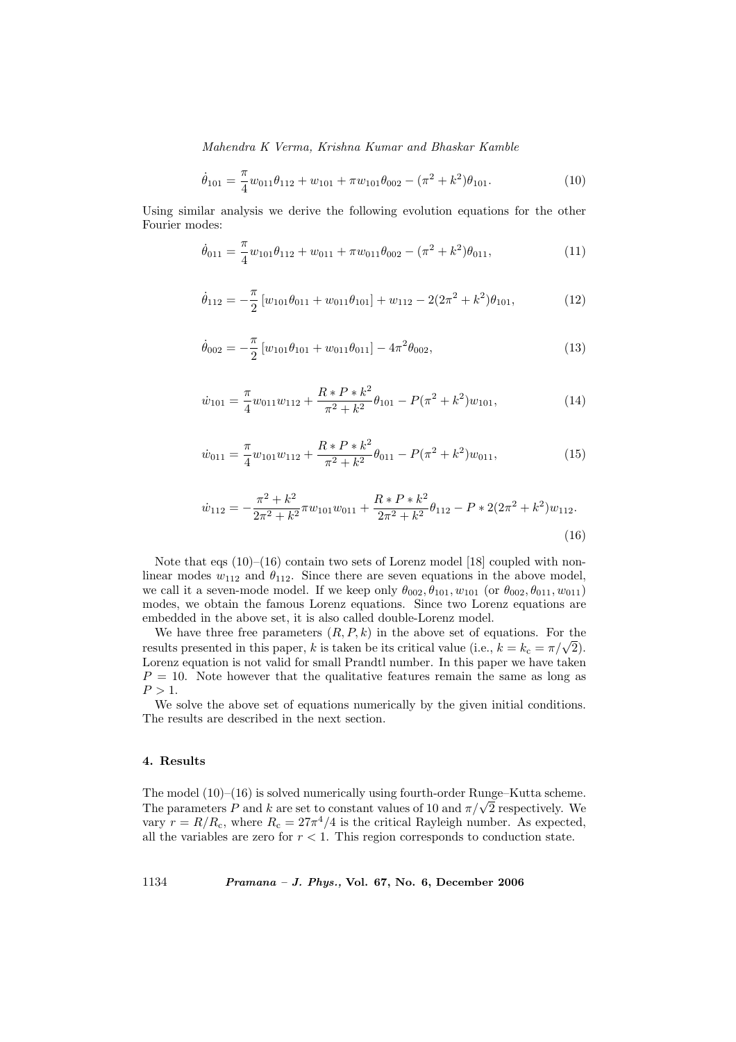$$\dot{\theta}_{101} = \frac{\pi}{4} w_{011}\theta_{112} + w_{101} + \pi w_{101}\theta_{002} - (\pi^2 + k^2)\theta_{101}. \tag{10}$$

Using similar analysis we derive the following evolution equations for the other Fourier modes:

$$\dot{\theta}_{011} = \frac{\pi}{4} w_{101}\theta_{112} + w_{011} + \pi w_{011}\theta_{002} - (\pi^2 + k^2)\theta_{011}, \tag{11}$$

$$\dot{\theta}_{112} = -\frac{\pi}{2}\left[w_{101}\theta_{011} + w_{011}\theta_{101}\right] + w_{112} - 2(2\pi^2 + k^2)\theta_{101}, \tag{12}$$

$$\dot{\theta}_{002} = -\frac{\pi}{2}\left[w_{101}\theta_{101} + w_{011}\theta_{011}\right] - 4\pi^2\theta_{002}, \tag{13}$$

$$\dot{w}_{101} = \frac{\pi}{4} w_{011} w_{112} + \frac{R * P * k^2}{\pi^2 + k^2}\theta_{101} - P(\pi^2 + k^2) w_{101}, \tag{14}$$

$$\dot{w}_{011} = \frac{\pi}{4} w_{101} w_{112} + \frac{R * P * k^2}{\pi^2 + k^2}\theta_{011} - P(\pi^2 + k^2) w_{011}, \tag{15}$$

$$\dot{w}_{112} = -\frac{\pi^2 + k^2}{2\pi^2 + k^2}\pi w_{101} w_{011} + \frac{R * P * k^2}{2\pi^2 + k^2}\theta_{112} - P * 2(2\pi^2 + k^2) w_{112}. \tag{16}$$

Note that eqs (10)–(16) contain two sets of Lorenz model [18] coupled with nonlinear modes $w_{112}$ and $\theta_{112}$. Since there are seven equations in the above model, we call it a seven-mode model. If we keep only $\theta_{002}, \theta_{101}, w_{101}$ (or $\theta_{002}, \theta_{011}, w_{011}$) modes, we obtain the famous Lorenz equations. Since two Lorenz equations are embedded in the above set, it is also called double-Lorenz model.

We have three free parameters $(R, P, k)$ in the above set of equations. For the results presented in this paper, $k$ is taken be its critical value (i.e., $k = k_c = \pi/\sqrt{2}$). Lorenz equation is not valid for small Prandtl number. In this paper we have taken $P = 10$. Note however that the qualitative features remain the same as long as $P > 1$.

We solve the above set of equations numerically by the given initial conditions. The results are described in the next section.

## 4. Results

The model (10)–(16) is solved numerically using fourth-order Runge–Kutta scheme. The parameters $P$ and $k$ are set to constant values of 10 and $\pi/\sqrt{2}$ respectively. We vary $r = R/R_c$, where $R_c = 27\pi^4/4$ is the critical Rayleigh number. As expected, all the variables are zero for $r < 1$. This region corresponds to conduction state.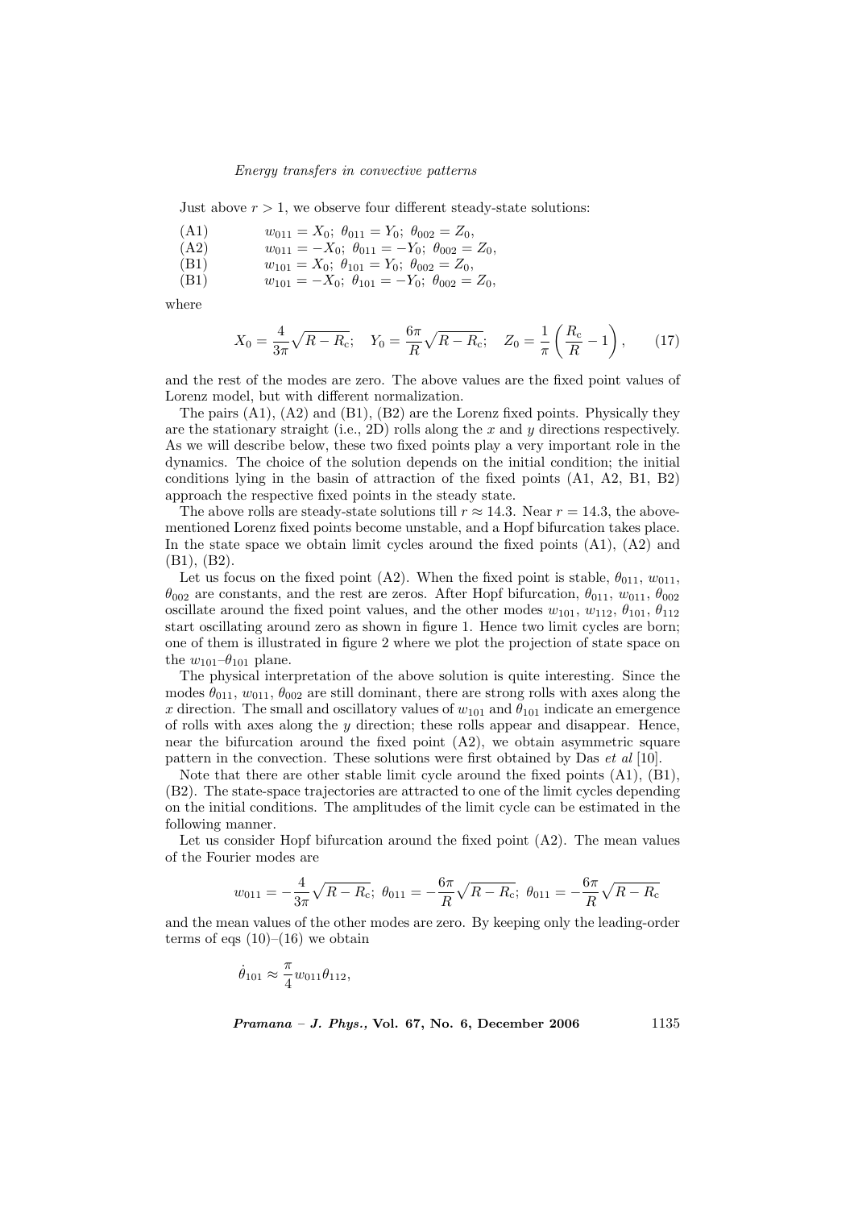Just above $r > 1$, we observe four different steady-state solutions:

(A1) $\quad w_{011} = X_0;\ \theta_{011} = Y_0;\ \theta_{002} = Z_0,$
(A2) $\quad w_{011} = -X_0;\ \theta_{011} = -Y_0;\ \theta_{002} = Z_0,$
(B1) $\quad w_{101} = X_0;\ \theta_{101} = Y_0;\ \theta_{002} = Z_0,$
(B1) $\quad w_{101} = -X_0;\ \theta_{101} = -Y_0;\ \theta_{002} = Z_0,$

where

$$X_0 = \frac{4}{3\pi}\sqrt{R - R_c}; \quad Y_0 = \frac{6\pi}{R}\sqrt{R - R_c}; \quad Z_0 = \frac{1}{\pi}\left(\frac{R_c}{R} - 1\right), \tag{17}$$

and the rest of the modes are zero. The above values are the fixed point values of Lorenz model, but with different normalization.

The pairs (A1), (A2) and (B1), (B2) are the Lorenz fixed points. Physically they are the stationary straight (i.e., 2D) rolls along the $x$ and $y$ directions respectively. As we will describe below, these two fixed points play a very important role in the dynamics. The choice of the solution depends on the initial condition; the initial conditions lying in the basin of attraction of the fixed points (A1, A2, B1, B2) approach the respective fixed points in the steady state.

The above rolls are steady-state solutions till $r \approx 14.3$. Near $r = 14.3$, the above-mentioned Lorenz fixed points become unstable, and a Hopf bifurcation takes place. In the state space we obtain limit cycles around the fixed points (A1), (A2) and (B1), (B2).

Let us focus on the fixed point (A2). When the fixed point is stable, $\theta_{011}$, $w_{011}$, $\theta_{002}$ are constants, and the rest are zeros. After Hopf bifurcation, $\theta_{011}$, $w_{011}$, $\theta_{002}$ oscillate around the fixed point values, and the other modes $w_{101}$, $w_{112}$, $\theta_{101}$, $\theta_{112}$ start oscillating around zero as shown in figure 1. Hence two limit cycles are born; one of them is illustrated in figure 2 where we plot the projection of state space on the $w_{101}$–$\theta_{101}$ plane.

The physical interpretation of the above solution is quite interesting. Since the modes $\theta_{011}$, $w_{011}$, $\theta_{002}$ are still dominant, there are strong rolls with axes along the $x$ direction. The small and oscillatory values of $w_{101}$ and $\theta_{101}$ indicate an emergence of rolls with axes along the $y$ direction; these rolls appear and disappear. Hence, near the bifurcation around the fixed point (A2), we obtain asymmetric square pattern in the convection. These solutions were first obtained by Das *et al* [10].

Note that there are other stable limit cycle around the fixed points (A1), (B1), (B2). The state-space trajectories are attracted to one of the limit cycles depending on the initial conditions. The amplitudes of the limit cycle can be estimated in the following manner.

Let us consider Hopf bifurcation around the fixed point (A2). The mean values of the Fourier modes are

$$w_{011} = -\frac{4}{3\pi}\sqrt{R - R_c};\ \theta_{011} = -\frac{6\pi}{R}\sqrt{R - R_c};\ \theta_{011} = -\frac{6\pi}{R}\sqrt{R - R_c}$$

and the mean values of the other modes are zero. By keeping only the leading-order terms of eqs (10)–(16) we obtain

$$\dot{\theta}_{101} \approx \frac{\pi}{4} w_{011}\theta_{112},$$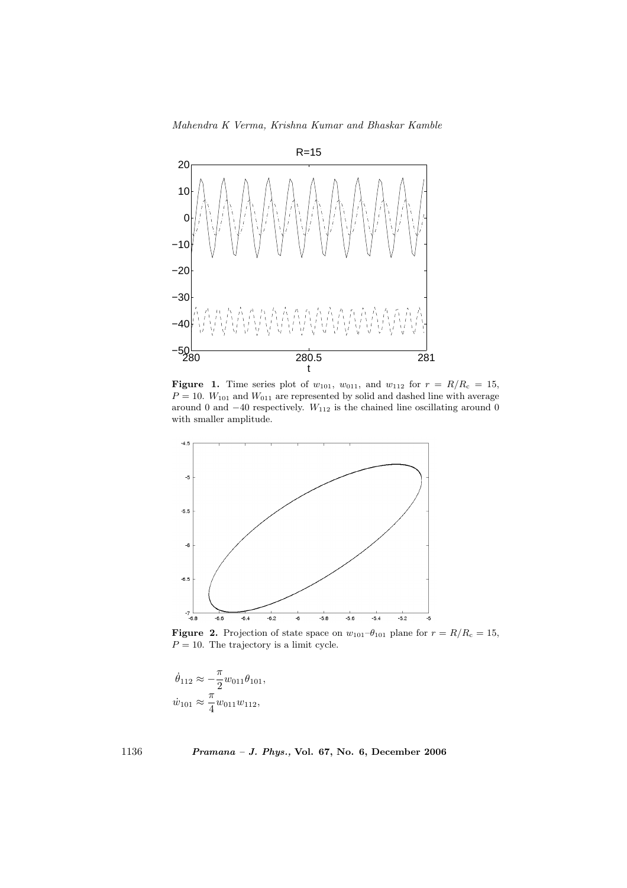**Figure 1.** Time series plot of $w_{101}$, $w_{011}$, and $w_{112}$ for $r = R/R_c = 15$, $P = 10$. $W_{101}$ and $W_{011}$ are represented by solid and dashed line with average around 0 and $-40$ respectively. $W_{112}$ is the chained line oscillating around 0 with smaller amplitude.

**Figure 2.** Projection of state space on $w_{101}$–$\theta_{101}$ plane for $r = R/R_c = 15$, $P = 10$. The trajectory is a limit cycle.

$$\dot{\theta}_{112} \approx -\frac{\pi}{2} w_{011} \theta_{101},$$

$$\dot{w}_{101} \approx \frac{\pi}{4} w_{011} w_{112},$$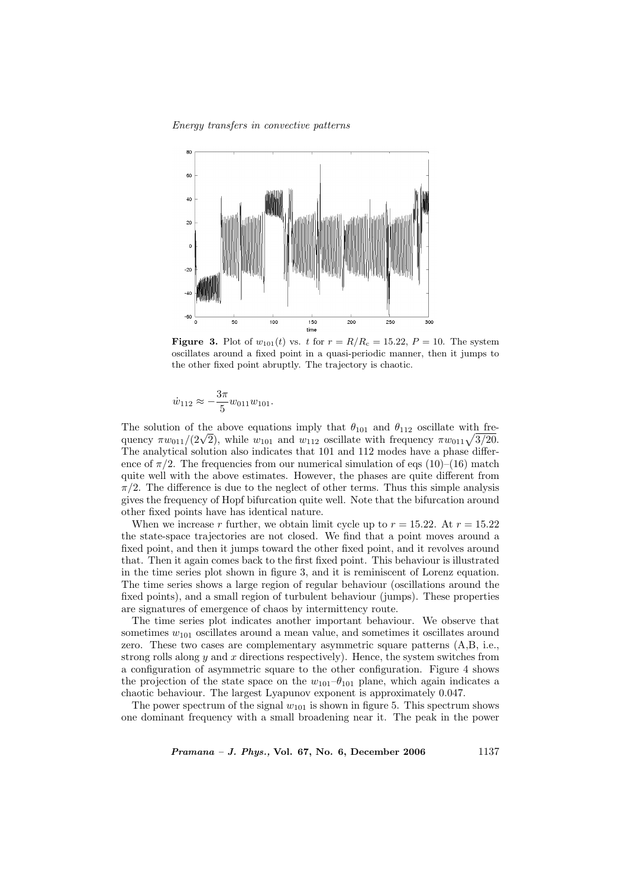**Figure 3.** Plot of $w_{101}(t)$ vs. $t$ for $r = R/R_c = 15.22$, $P = 10$. The system oscillates around a fixed point in a quasi-periodic manner, then it jumps to the other fixed point abruptly. The trajectory is chaotic.

$$\dot{w}_{112} \approx -\frac{3\pi}{5} w_{011} w_{101}.$$

The solution of the above equations imply that $\theta_{101}$ and $\theta_{112}$ oscillate with frequency $\pi w_{011}/(2\sqrt{2})$, while $w_{101}$ and $w_{112}$ oscillate with frequency $\pi w_{011}\sqrt{3/20}$. The analytical solution also indicates that 101 and 112 modes have a phase difference of $\pi/2$. The frequencies from our numerical simulation of eqs (10)–(16) match quite well with the above estimates. However, the phases are quite different from $\pi/2$. The difference is due to the neglect of other terms. Thus this simple analysis gives the frequency of Hopf bifurcation quite well. Note that the bifurcation around other fixed points have has identical nature.

When we increase $r$ further, we obtain limit cycle up to $r = 15.22$. At $r = 15.22$ the state-space trajectories are not closed. We find that a point moves around a fixed point, and then it jumps toward the other fixed point, and it revolves around that. Then it again comes back to the first fixed point. This behaviour is illustrated in the time series plot shown in figure 3, and it is reminiscent of Lorenz equation. The time series shows a large region of regular behaviour (oscillations around the fixed points), and a small region of turbulent behaviour (jumps). These properties are signatures of emergence of chaos by intermittency route.

The time series plot indicates another important behaviour. We observe that sometimes $w_{101}$ oscillates around a mean value, and sometimes it oscillates around zero. These two cases are complementary asymmetric square patterns (A,B, i.e., strong rolls along $y$ and $x$ directions respectively). Hence, the system switches from a configuration of asymmetric square to the other configuration. Figure 4 shows the projection of the state space on the $w_{101}$–$\theta_{101}$ plane, which again indicates a chaotic behaviour. The largest Lyapunov exponent is approximately 0.047.

The power spectrum of the signal $w_{101}$ is shown in figure 5. This spectrum shows one dominant frequency with a small broadening near it. The peak in the power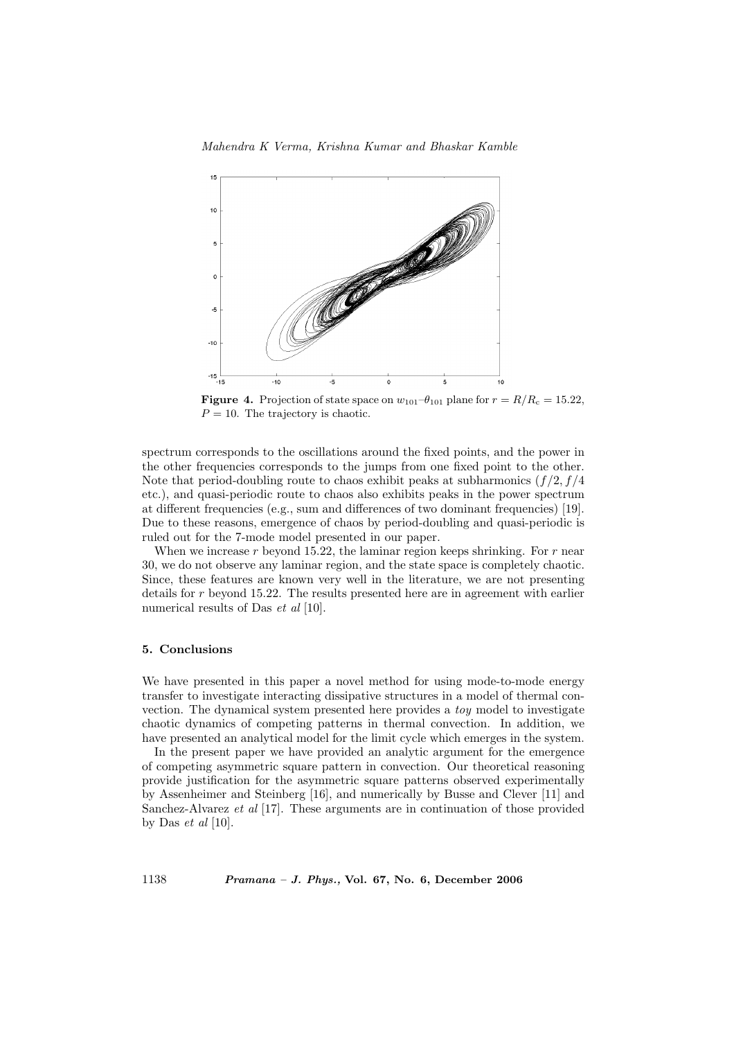**Figure 4.** Projection of state space on $w_{101}$–$\theta_{101}$ plane for $r = R/R_c = 15.22$, $P = 10$. The trajectory is chaotic.

spectrum corresponds to the oscillations around the fixed points, and the power in the other frequencies corresponds to the jumps from one fixed point to the other. Note that period-doubling route to chaos exhibit peaks at subharmonics ($f/2, f/4$ etc.), and quasi-periodic route to chaos also exhibits peaks in the power spectrum at different frequencies (e.g., sum and differences of two dominant frequencies) [19]. Due to these reasons, emergence of chaos by period-doubling and quasi-periodic is ruled out for the 7-mode model presented in our paper.

When we increase $r$ beyond 15.22, the laminar region keeps shrinking. For $r$ near 30, we do not observe any laminar region, and the state space is completely chaotic. Since, these features are known very well in the literature, we are not presenting details for $r$ beyond 15.22. The results presented here are in agreement with earlier numerical results of Das *et al* [10].

## 5. Conclusions

We have presented in this paper a novel method for using mode-to-mode energy transfer to investigate interacting dissipative structures in a model of thermal convection. The dynamical system presented here provides a *toy* model to investigate chaotic dynamics of competing patterns in thermal convection. In addition, we have presented an analytical model for the limit cycle which emerges in the system.

In the present paper we have provided an analytic argument for the emergence of competing asymmetric square pattern in convection. Our theoretical reasoning provide justification for the asymmetric square patterns observed experimentally by Assenheimer and Steinberg [16], and numerically by Busse and Clever [11] and Sanchez-Alvarez *et al* [17]. These arguments are in continuation of those provided by Das *et al* [10].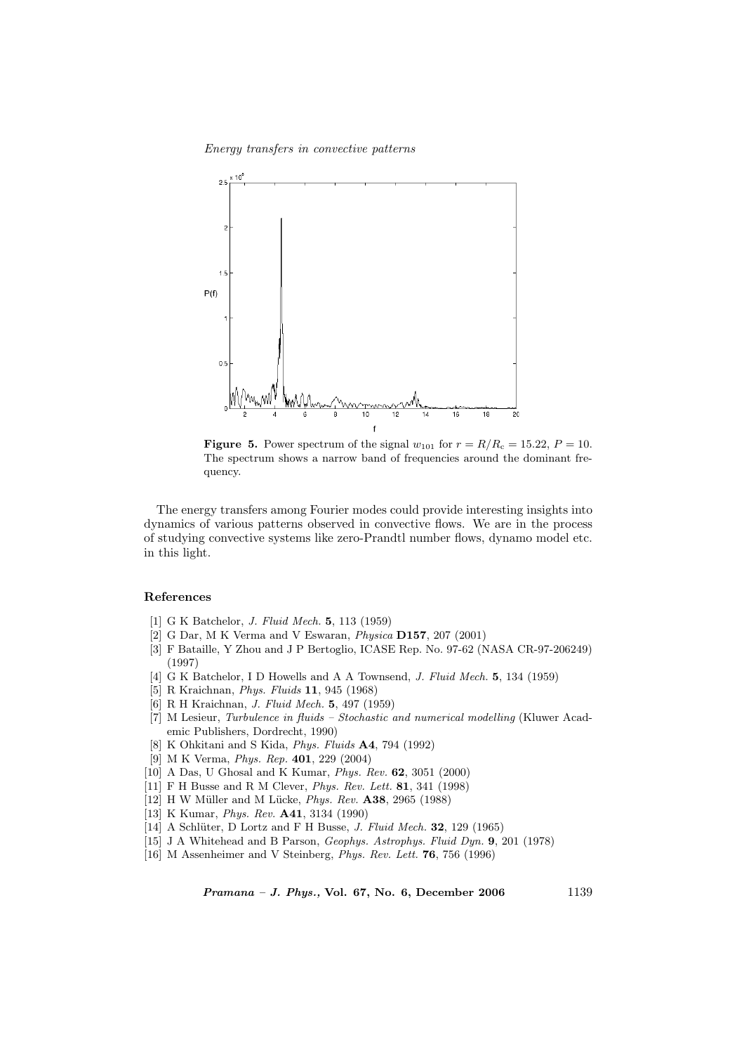**Figure 5.** Power spectrum of the signal $w_{101}$ for $r = R/R_c = 15.22$, $P = 10$. The spectrum shows a narrow band of frequencies around the dominant frequency.

The energy transfers among Fourier modes could provide interesting insights into dynamics of various patterns observed in convective flows. We are in the process of studying convective systems like zero-Prandtl number flows, dynamo model etc. in this light.

## References

[1] G K Batchelor, *J. Fluid Mech.* **5**, 113 (1959)
[2] G Dar, M K Verma and V Eswaran, *Physica* **D157**, 207 (2001)
[3] F Bataille, Y Zhou and J P Bertoglio, ICASE Rep. No. 97-62 (NASA CR-97-206249) (1997)
[4] G K Batchelor, I D Howells and A A Townsend, *J. Fluid Mech.* **5**, 134 (1959)
[5] R Kraichnan, *Phys. Fluids* **11**, 945 (1968)
[6] R H Kraichnan, *J. Fluid Mech.* **5**, 497 (1959)
[7] M Lesieur, *Turbulence in fluids – Stochastic and numerical modelling* (Kluwer Academic Publishers, Dordrecht, 1990)
[8] K Ohkitani and S Kida, *Phys. Fluids* **A4**, 794 (1992)
[9] M K Verma, *Phys. Rep.* **401**, 229 (2004)
[10] A Das, U Ghosal and K Kumar, *Phys. Rev.* **62**, 3051 (2000)
[11] F H Busse and R M Clever, *Phys. Rev. Lett.* **81**, 341 (1998)
[12] H W Müller and M Lücke, *Phys. Rev.* **A38**, 2965 (1988)
[13] K Kumar, *Phys. Rev.* **A41**, 3134 (1990)
[14] A Schlüter, D Lortz and F H Busse, *J. Fluid Mech.* **32**, 129 (1965)
[15] J A Whitehead and B Parson, *Geophys. Astrophys. Fluid Dyn.* **9**, 201 (1978)
[16] M Assenheimer and V Steinberg, *Phys. Rev. Lett.* **76**, 756 (1996)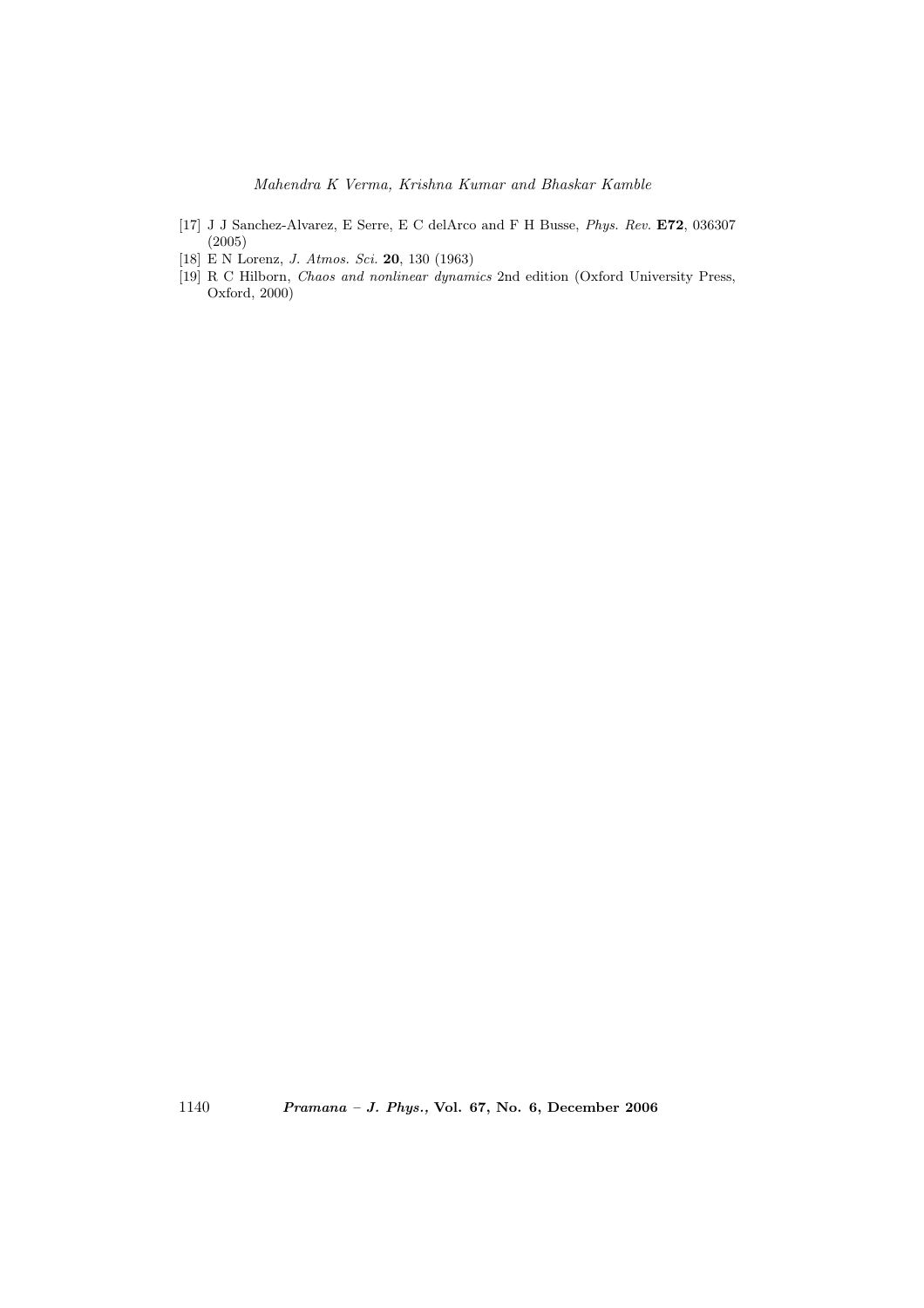[17] J J Sanchez-Alvarez, E Serre, E C delArco and F H Busse, *Phys. Rev.* **E72**, 036307 (2005)

[18] E N Lorenz, *J. Atmos. Sci.* **20**, 130 (1963)

[19] R C Hilborn, *Chaos and nonlinear dynamics* 2nd edition (Oxford University Press, Oxford, 2000)